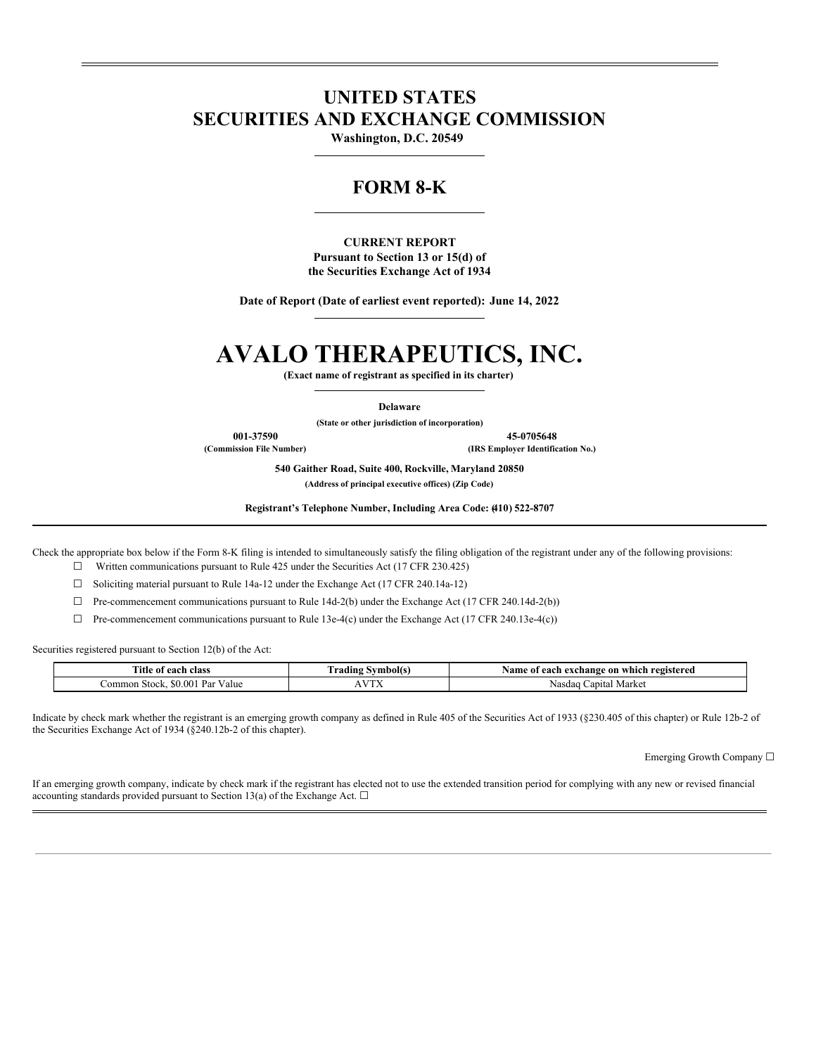# UNITED STATES
# SECURITIES AND EXCHANGE COMMISSION

**Washington, D.C. 20549**

## FORM 8-K

**CURRENT REPORT**
**Pursuant to Section 13 or 15(d) of**
**the Securities Exchange Act of 1934**

**Date of Report (Date of earliest event reported): June 14, 2022**

# AVALO THERAPEUTICS, INC.

**(Exact name of registrant as specified in its charter)**

**Delaware**

**(State or other jurisdiction of incorporation)**

| **001-37590** | **45-0705648** |
|---|---|
| **(Commission File Number)** | **(IRS Employer Identification No.)** |

**540 Gaither Road, Suite 400, Rockville, Maryland 20850**

**(Address of principal executive offices) (Zip Code)**

**Registrant's Telephone Number, Including Area Code: (410) 522-8707**

Check the appropriate box below if the Form 8-K filing is intended to simultaneously satisfy the filing obligation of the registrant under any of the following provisions:

☐ Written communications pursuant to Rule 425 under the Securities Act (17 CFR 230.425)

☐ Soliciting material pursuant to Rule 14a-12 under the Exchange Act (17 CFR 240.14a-12)

☐ Pre-commencement communications pursuant to Rule 14d-2(b) under the Exchange Act (17 CFR 240.14d-2(b))

☐ Pre-commencement communications pursuant to Rule 13e-4(c) under the Exchange Act (17 CFR 240.13e-4(c))

Securities registered pursuant to Section 12(b) of the Act:

| Title of each class | Trading Symbol(s) | Name of each exchange on which registered |
|---|---|---|
| Common Stock, $0.001 Par Value | AVTX | Nasdaq Capital Market |

Indicate by check mark whether the registrant is an emerging growth company as defined in Rule 405 of the Securities Act of 1933 (§230.405 of this chapter) or Rule 12b-2 of the Securities Exchange Act of 1934 (§240.12b-2 of this chapter).

Emerging Growth Company ☐

If an emerging growth company, indicate by check mark if the registrant has elected not to use the extended transition period for complying with any new or revised financial accounting standards provided pursuant to Section 13(a) of the Exchange Act. ☐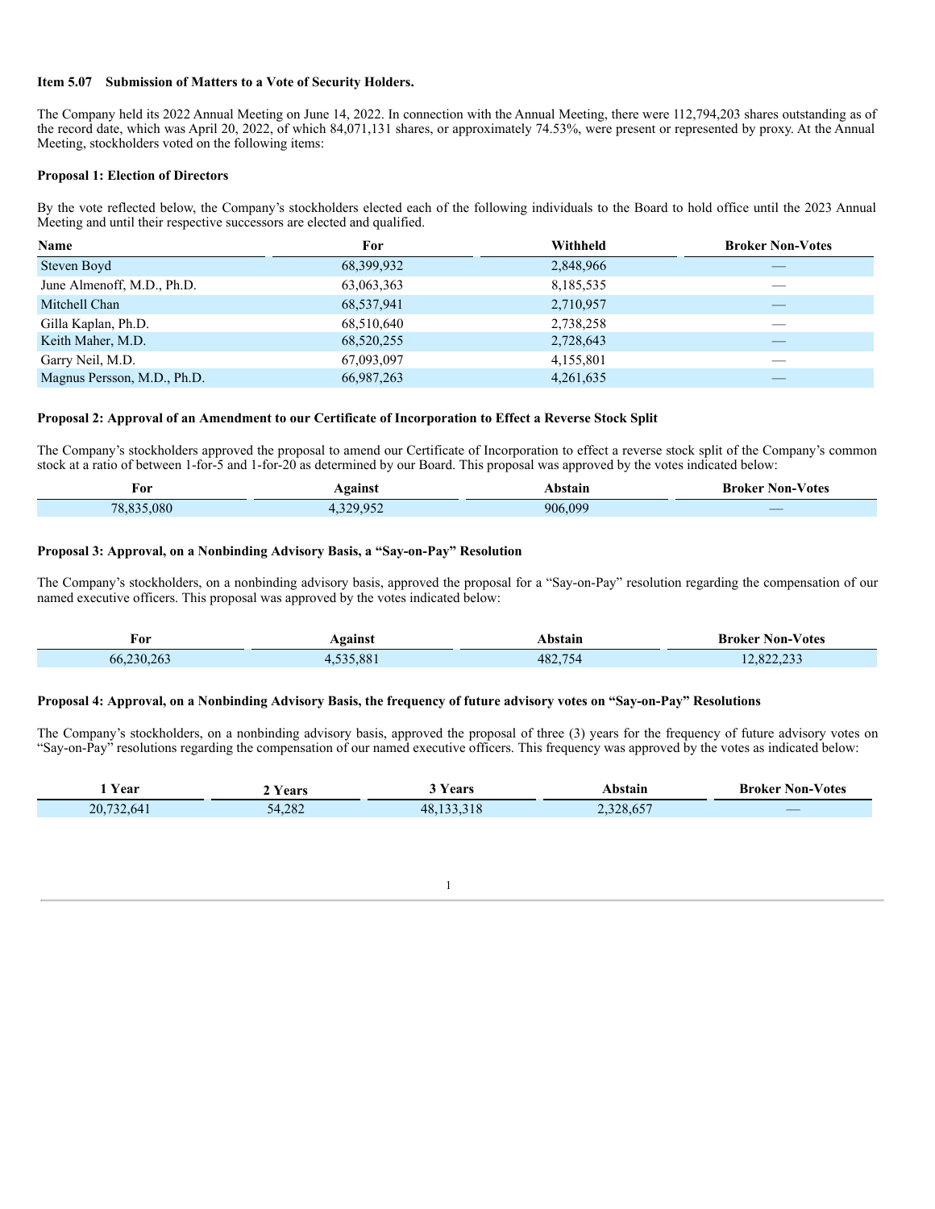**Item 5.07 Submission of Matters to a Vote of Security Holders.**

The Company held its 2022 Annual Meeting on June 14, 2022. In connection with the Annual Meeting, there were 112,794,203 shares outstanding as of the record date, which was April 20, 2022, of which 84,071,131 shares, or approximately 74.53%, were present or represented by proxy. At the Annual Meeting, stockholders voted on the following items:

**Proposal 1: Election of Directors**

By the vote reflected below, the Company's stockholders elected each of the following individuals to the Board to hold office until the 2023 Annual Meeting and until their respective successors are elected and qualified.

| Name | For | Withheld | Broker Non-Votes |
| --- | --- | --- | --- |
| Steven Boyd | 68,399,932 | 2,848,966 | — |
| June Almenoff, M.D., Ph.D. | 63,063,363 | 8,185,535 | — |
| Mitchell Chan | 68,537,941 | 2,710,957 | — |
| Gilla Kaplan, Ph.D. | 68,510,640 | 2,738,258 | — |
| Keith Maher, M.D. | 68,520,255 | 2,728,643 | — |
| Garry Neil, M.D. | 67,093,097 | 4,155,801 | — |
| Magnus Persson, M.D., Ph.D. | 66,987,263 | 4,261,635 | — |

**Proposal 2: Approval of an Amendment to our Certificate of Incorporation to Effect a Reverse Stock Split**

The Company's stockholders approved the proposal to amend our Certificate of Incorporation to effect a reverse stock split of the Company's common stock at a ratio of between 1-for-5 and 1-for-20 as determined by our Board. This proposal was approved by the votes indicated below:

| For | Against | Abstain | Broker Non-Votes |
| --- | --- | --- | --- |
| 78,835,080 | 4,329,952 | 906,099 | — |

**Proposal 3: Approval, on a Nonbinding Advisory Basis, a "Say-on-Pay" Resolution**

The Company's stockholders, on a nonbinding advisory basis, approved the proposal for a "Say-on-Pay" resolution regarding the compensation of our named executive officers. This proposal was approved by the votes indicated below:

| For | Against | Abstain | Broker Non-Votes |
| --- | --- | --- | --- |
| 66,230,263 | 4,535,881 | 482,754 | 12,822,233 |

**Proposal 4: Approval, on a Nonbinding Advisory Basis, the frequency of future advisory votes on "Say-on-Pay" Resolutions**

The Company's stockholders, on a nonbinding advisory basis, approved the proposal of three (3) years for the frequency of future advisory votes on "Say-on-Pay" resolutions regarding the compensation of our named executive officers. This frequency was approved by the votes as indicated below:

| 1 Year | 2 Years | 3 Years | Abstain | Broker Non-Votes |
| --- | --- | --- | --- | --- |
| 20,732,641 | 54,282 | 48,133,318 | 2,328,657 | — |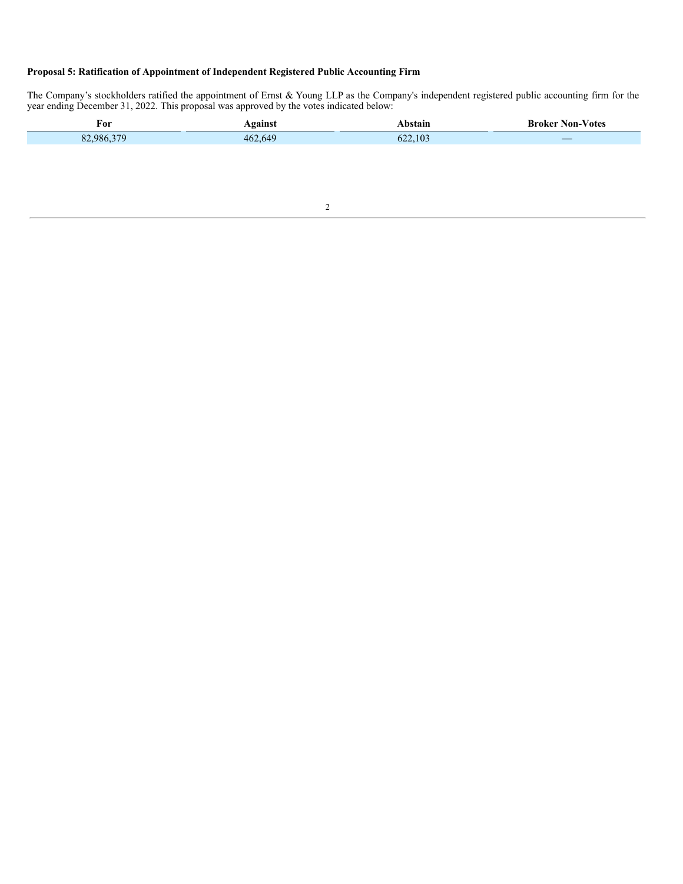**Proposal 5: Ratification of Appointment of Independent Registered Public Accounting Firm**

The Company's stockholders ratified the appointment of Ernst & Young LLP as the Company's independent registered public accounting firm for the year ending December 31, 2022. This proposal was approved by the votes indicated below:

| For | Against | Abstain | Broker Non-Votes |
| --- | --- | --- | --- |
| 82,986,379 | 462,649 | 622,103 | — |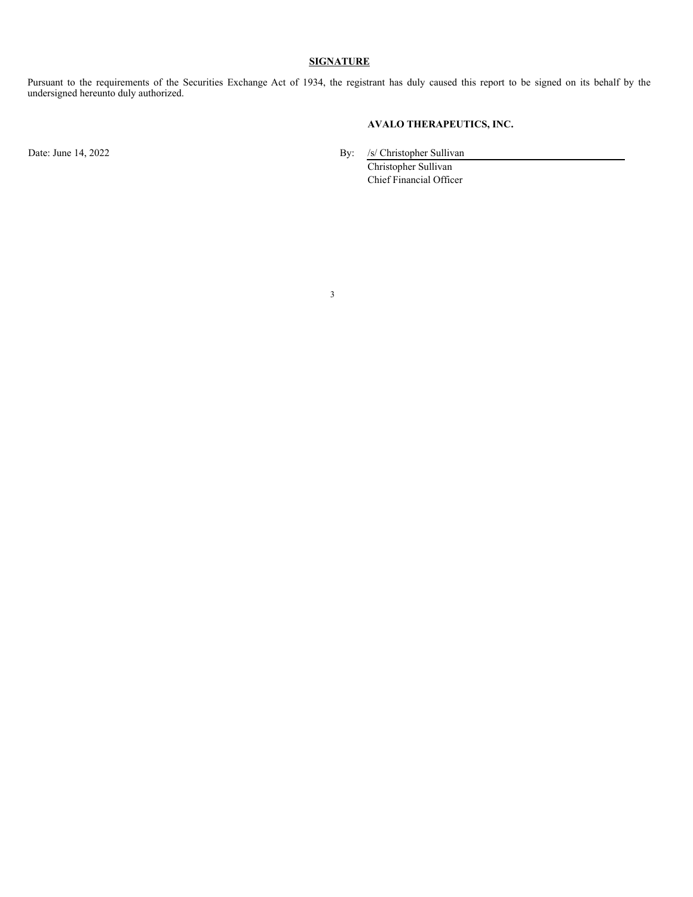## SIGNATURE

Pursuant to the requirements of the Securities Exchange Act of 1934, the registrant has duly caused this report to be signed on its behalf by the undersigned hereunto duly authorized.

**AVALO THERAPEUTICS, INC.**

Date: June 14, 2022

By: /s/ Christopher Sullivan

Christopher Sullivan

Chief Financial Officer